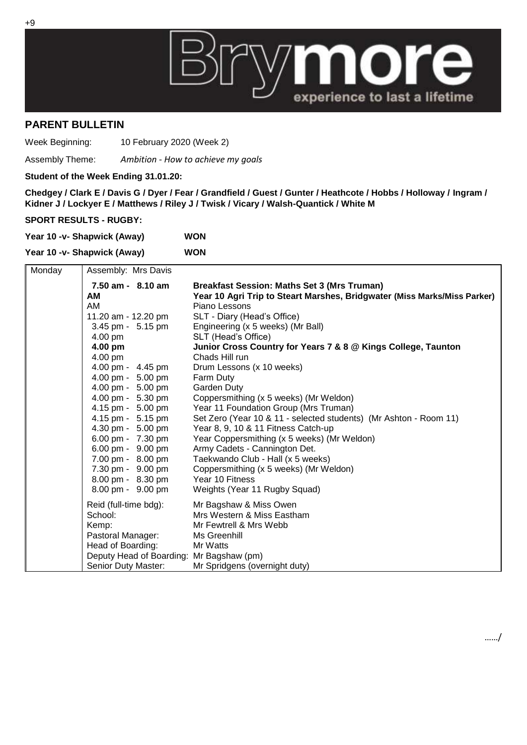## PARENT BULLETIN

Week Beginning: 10 February 2020 (Week 2)

Assembly Theme: *Ambition - How to achieve my goals*

**Student of the Week Ending 31.01.20:**

**Chedgey / Clark E / Davis G / Dyer / Fear / Grandfield / Guest / Gunter / Heathcote / Hobbs / Holloway / Ingram / Kidner J / Lockyer E / Matthews / Riley J / Twisk / Vicary / Walsh-Quantick / White M**

**SPORT RESULTS - RUGBY:**

**Year 10 -v- Shapwick (Away) WON**

**Year 10 -v- Shapwick (Away) WON**

| Monday | Assembly: Mrs Davis | |
|---|---|---|
| | **7.50 am - 8.10 am** | **Breakfast Session: Maths Set 3 (Mrs Truman)** |
| | **AM** | **Year 10 Agri Trip to Steart Marshes, Bridgwater (Miss Marks/Miss Parker)** |
| | AM | Piano Lessons |
| | 11.20 am - 12.20 pm | SLT - Diary (Head's Office) |
| | 3.45 pm - 5.15 pm | Engineering (x 5 weeks) (Mr Ball) |
| | 4.00 pm | SLT (Head's Office) |
| | **4.00 pm** | **Junior Cross Country for Years 7 & 8 @ Kings College, Taunton** |
| | 4.00 pm | Chads Hill run |
| | 4.00 pm - 4.45 pm | Drum Lessons (x 10 weeks) |
| | 4.00 pm - 5.00 pm | Farm Duty |
| | 4.00 pm - 5.00 pm | Garden Duty |
| | 4.00 pm - 5.30 pm | Coppersmithing (x 5 weeks) (Mr Weldon) |
| | 4.15 pm - 5.00 pm | Year 11 Foundation Group (Mrs Truman) |
| | 4.15 pm - 5.15 pm | Set Zero (Year 10 & 11 - selected students) (Mr Ashton - Room 11) |
| | 4.30 pm - 5.00 pm | Year 8, 9, 10 & 11 Fitness Catch-up |
| | 6.00 pm - 7.30 pm | Year Coppersmithing (x 5 weeks) (Mr Weldon) |
| | 6.00 pm - 9.00 pm | Army Cadets - Cannington Det. |
| | 7.00 pm - 8.00 pm | Taekwando Club - Hall (x 5 weeks) |
| | 7.30 pm - 9.00 pm | Coppersmithing (x 5 weeks) (Mr Weldon) |
| | 8.00 pm - 8.30 pm | Year 10 Fitness |
| | 8.00 pm - 9.00 pm | Weights (Year 11 Rugby Squad) |
| | Reid (full-time bdg): | Mr Bagshaw & Miss Owen |
| | School: | Mrs Western & Miss Eastham |
| | Kemp: | Mr Fewtrell & Mrs Webb |
| | Pastoral Manager: | Ms Greenhill |
| | Head of Boarding: | Mr Watts |
| | Deputy Head of Boarding: | Mr Bagshaw (pm) |
| | Senior Duty Master: | Mr Spridgens (overnight duty) |

……/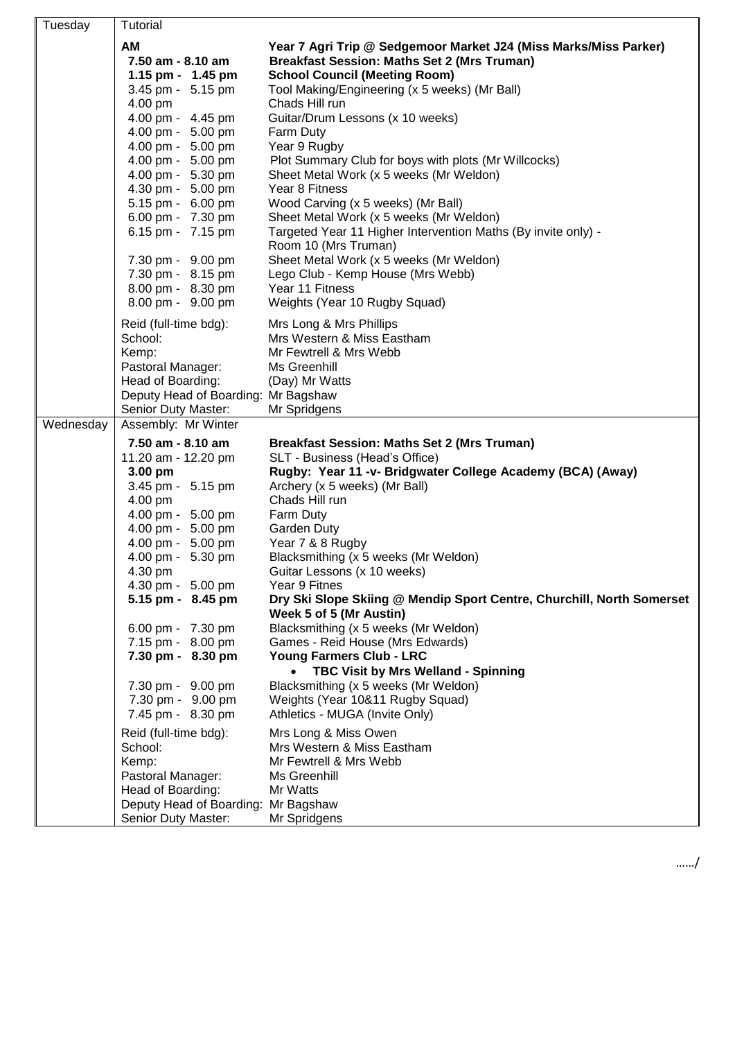| Day | | |
|---|---|---|
| Tuesday | Tutorial | |
| | **AM** | **Year 7 Agri Trip @ Sedgemoor Market J24 (Miss Marks/Miss Parker)** |
| | **7.50 am - 8.10 am** | **Breakfast Session: Maths Set 2 (Mrs Truman)** |
| | **1.15 pm - 1.45 pm** | **School Council (Meeting Room)** |
| | 3.45 pm - 5.15 pm | Tool Making/Engineering (x 5 weeks) (Mr Ball) |
| | 4.00 pm | Chads Hill run |
| | 4.00 pm - 4.45 pm | Guitar/Drum Lessons (x 10 weeks) |
| | 4.00 pm - 5.00 pm | Farm Duty |
| | 4.00 pm - 5.00 pm | Year 9 Rugby |
| | 4.00 pm - 5.00 pm | Plot Summary Club for boys with plots (Mr Willcocks) |
| | 4.00 pm - 5.30 pm | Sheet Metal Work (x 5 weeks (Mr Weldon) |
| | 4.30 pm - 5.00 pm | Year 8 Fitness |
| | 5.15 pm - 6.00 pm | Wood Carving (x 5 weeks) (Mr Ball) |
| | 6.00 pm - 7.30 pm | Sheet Metal Work (x 5 weeks (Mr Weldon) |
| | 6.15 pm - 7.15 pm | Targeted Year 11 Higher Intervention Maths (By invite only) - Room 10 (Mrs Truman) |
| | 7.30 pm - 9.00 pm | Sheet Metal Work (x 5 weeks (Mr Weldon) |
| | 7.30 pm - 8.15 pm | Lego Club - Kemp House (Mrs Webb) |
| | 8.00 pm - 8.30 pm | Year 11 Fitness |
| | 8.00 pm - 9.00 pm | Weights (Year 10 Rugby Squad) |
| | Reid (full-time bdg): | Mrs Long & Mrs Phillips |
| | School: | Mrs Western & Miss Eastham |
| | Kemp: | Mr Fewtrell & Mrs Webb |
| | Pastoral Manager: | Ms Greenhill |
| | Head of Boarding: | (Day) Mr Watts |
| | Deputy Head of Boarding: | Mr Bagshaw |
| | Senior Duty Master: | Mr Spridgens |
| Wednesday | Assembly: Mr Winter | |
| | **7.50 am - 8.10 am** | **Breakfast Session: Maths Set 2 (Mrs Truman)** |
| | 11.20 am - 12.20 pm | SLT - Business (Head's Office) |
| | **3.00 pm** | **Rugby: Year 11 -v- Bridgwater College Academy (BCA) (Away)** |
| | 3.45 pm - 5.15 pm | Archery (x 5 weeks) (Mr Ball) |
| | 4.00 pm | Chads Hill run |
| | 4.00 pm - 5.00 pm | Farm Duty |
| | 4.00 pm - 5.00 pm | Garden Duty |
| | 4.00 pm - 5.00 pm | Year 7 & 8 Rugby |
| | 4.00 pm - 5.30 pm | Blacksmithing (x 5 weeks (Mr Weldon) |
| | 4.30 pm | Guitar Lessons (x 10 weeks) |
| | 4.30 pm - 5.00 pm | Year 9 Fitnes |
| | **5.15 pm - 8.45 pm** | **Dry Ski Slope Skiing @ Mendip Sport Centre, Churchill, North Somerset Week 5 of 5 (Mr Austin)** |
| | 6.00 pm - 7.30 pm | Blacksmithing (x 5 weeks (Mr Weldon) |
| | 7.15 pm - 8.00 pm | Games - Reid House (Mrs Edwards) |
| | **7.30 pm - 8.30 pm** | **Young Farmers Club - LRC** • **TBC Visit by Mrs Welland - Spinning** |
| | 7.30 pm - 9.00 pm | Blacksmithing (x 5 weeks (Mr Weldon) |
| | 7.30 pm - 9.00 pm | Weights (Year 10&11 Rugby Squad) |
| | 7.45 pm - 8.30 pm | Athletics - MUGA (Invite Only) |
| | Reid (full-time bdg): | Mrs Long & Miss Owen |
| | School: | Mrs Western & Miss Eastham |
| | Kemp: | Mr Fewtrell & Mrs Webb |
| | Pastoral Manager: | Ms Greenhill |
| | Head of Boarding: | Mr Watts |
| | Deputy Head of Boarding: | Mr Bagshaw |
| | Senior Duty Master: | Mr Spridgens |

……/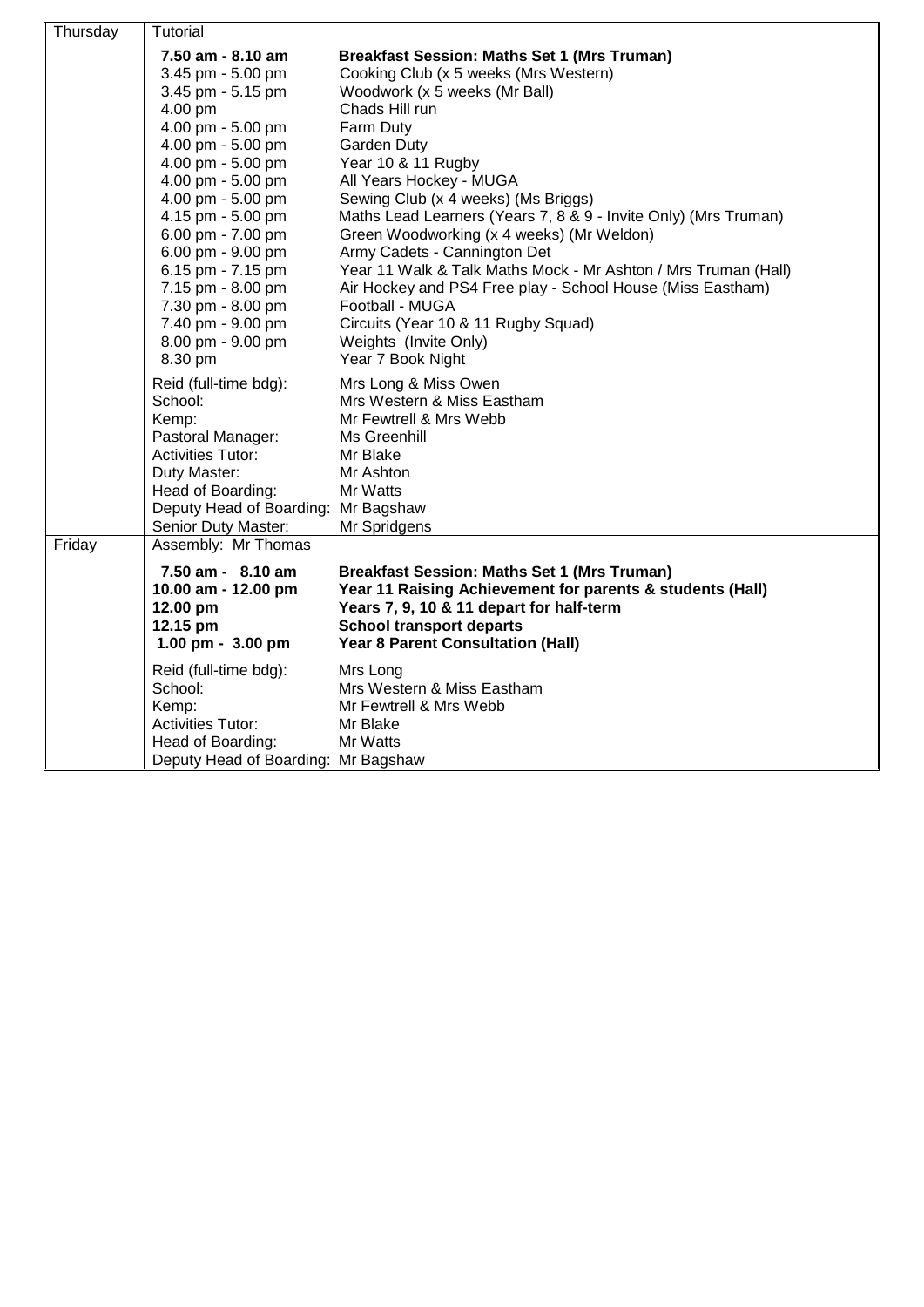| | | |
|---|---|---|
| Thursday | Tutorial | |
| | **7.50 am - 8.10 am** | **Breakfast Session: Maths Set 1 (Mrs Truman)** |
| | 3.45 pm - 5.00 pm | Cooking Club (x 5 weeks (Mrs Western) |
| | 3.45 pm - 5.15 pm | Woodwork (x 5 weeks (Mr Ball) |
| | 4.00 pm | Chads Hill run |
| | 4.00 pm - 5.00 pm | Farm Duty |
| | 4.00 pm - 5.00 pm | Garden Duty |
| | 4.00 pm - 5.00 pm | Year 10 & 11 Rugby |
| | 4.00 pm - 5.00 pm | All Years Hockey - MUGA |
| | 4.00 pm - 5.00 pm | Sewing Club (x 4 weeks) (Ms Briggs) |
| | 4.15 pm - 5.00 pm | Maths Lead Learners (Years 7, 8 & 9 - Invite Only) (Mrs Truman) |
| | 6.00 pm - 7.00 pm | Green Woodworking (x 4 weeks) (Mr Weldon) |
| | 6.00 pm - 9.00 pm | Army Cadets - Cannington Det |
| | 6.15 pm - 7.15 pm | Year 11 Walk & Talk Maths Mock - Mr Ashton / Mrs Truman (Hall) |
| | 7.15 pm - 8.00 pm | Air Hockey and PS4 Free play - School House (Miss Eastham) |
| | 7.30 pm - 8.00 pm | Football - MUGA |
| | 7.40 pm - 9.00 pm | Circuits (Year 10 & 11 Rugby Squad) |
| | 8.00 pm - 9.00 pm | Weights (Invite Only) |
| | 8.30 pm | Year 7 Book Night |
| | Reid (full-time bdg): | Mrs Long & Miss Owen |
| | School: | Mrs Western & Miss Eastham |
| | Kemp: | Mr Fewtrell & Mrs Webb |
| | Pastoral Manager: | Ms Greenhill |
| | Activities Tutor: | Mr Blake |
| | Duty Master: | Mr Ashton |
| | Head of Boarding: | Mr Watts |
| | Deputy Head of Boarding: | Mr Bagshaw |
| | Senior Duty Master: | Mr Spridgens |
| Friday | Assembly: Mr Thomas | |
| | **7.50 am - 8.10 am** | **Breakfast Session: Maths Set 1 (Mrs Truman)** |
| | **10.00 am - 12.00 pm** | **Year 11 Raising Achievement for parents & students (Hall)** |
| | **12.00 pm** | **Years 7, 9, 10 & 11 depart for half-term** |
| | **12.15 pm** | **School transport departs** |
| | **1.00 pm - 3.00 pm** | **Year 8 Parent Consultation (Hall)** |
| | Reid (full-time bdg): | Mrs Long |
| | School: | Mrs Western & Miss Eastham |
| | Kemp: | Mr Fewtrell & Mrs Webb |
| | Activities Tutor: | Mr Blake |
| | Head of Boarding: | Mr Watts |
| | Deputy Head of Boarding: | Mr Bagshaw |